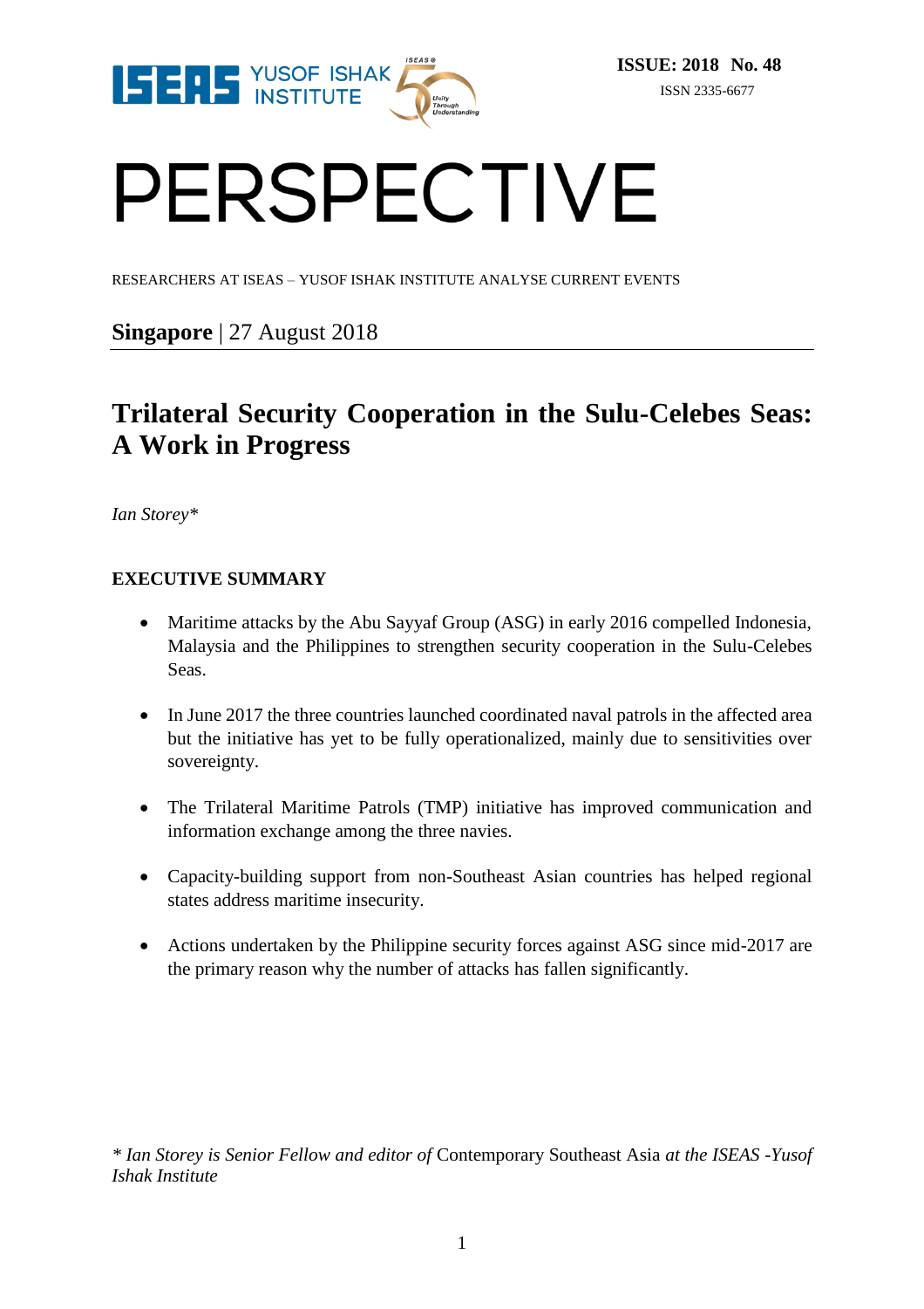**ISSUE: 2018 No. 48**

ISSN 2335-6677

# PERSPECTIVE

RESEARCHERS AT ISEAS – YUSOF ISHAK INSTITUTE ANALYSE CURRENT EVENTS

**Singapore** | 27 August 2018

## Trilateral Security Cooperation in the Sulu-Celebes Seas: A Work in Progress

*Ian Storey**

### EXECUTIVE SUMMARY

- Maritime attacks by the Abu Sayyaf Group (ASG) in early 2016 compelled Indonesia, Malaysia and the Philippines to strengthen security cooperation in the Sulu-Celebes Seas.
- In June 2017 the three countries launched coordinated naval patrols in the affected area but the initiative has yet to be fully operationalized, mainly due to sensitivities over sovereignty.
- The Trilateral Maritime Patrols (TMP) initiative has improved communication and information exchange among the three navies.
- Capacity-building support from non-Southeast Asian countries has helped regional states address maritime insecurity.
- Actions undertaken by the Philippine security forces against ASG since mid-2017 are the primary reason why the number of attacks has fallen significantly.

*\* Ian Storey is Senior Fellow and editor of* Contemporary Southeast Asia *at the ISEAS -Yusof Ishak Institute*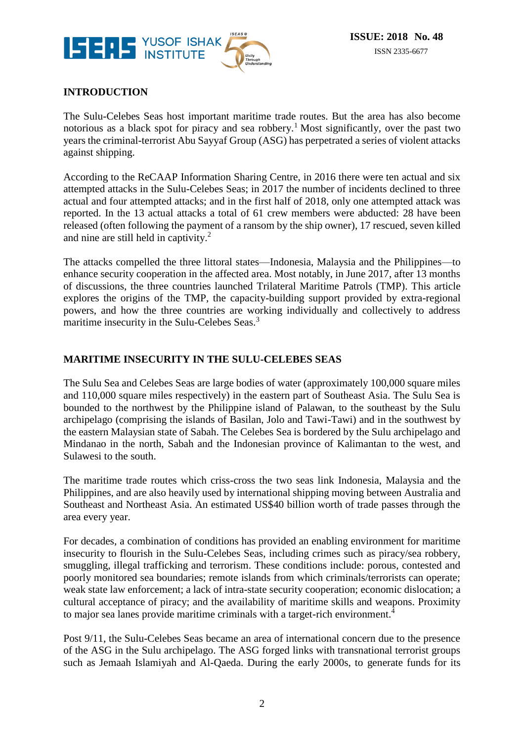## INTRODUCTION

The Sulu-Celebes Seas host important maritime trade routes. But the area has also become notorious as a black spot for piracy and sea robbery.[1] Most significantly, over the past two years the criminal-terrorist Abu Sayyaf Group (ASG) has perpetrated a series of violent attacks against shipping.

According to the ReCAAP Information Sharing Centre, in 2016 there were ten actual and six attempted attacks in the Sulu-Celebes Seas; in 2017 the number of incidents declined to three actual and four attempted attacks; and in the first half of 2018, only one attempted attack was reported. In the 13 actual attacks a total of 61 crew members were abducted: 28 have been released (often following the payment of a ransom by the ship owner), 17 rescued, seven killed and nine are still held in captivity.[2]

The attacks compelled the three littoral states—Indonesia, Malaysia and the Philippines—to enhance security cooperation in the affected area. Most notably, in June 2017, after 13 months of discussions, the three countries launched Trilateral Maritime Patrols (TMP). This article explores the origins of the TMP, the capacity-building support provided by extra-regional powers, and how the three countries are working individually and collectively to address maritime insecurity in the Sulu-Celebes Seas.[3]

## MARITIME INSECURITY IN THE SULU-CELEBES SEAS

The Sulu Sea and Celebes Seas are large bodies of water (approximately 100,000 square miles and 110,000 square miles respectively) in the eastern part of Southeast Asia. The Sulu Sea is bounded to the northwest by the Philippine island of Palawan, to the southeast by the Sulu archipelago (comprising the islands of Basilan, Jolo and Tawi-Tawi) and in the southwest by the eastern Malaysian state of Sabah. The Celebes Sea is bordered by the Sulu archipelago and Mindanao in the north, Sabah and the Indonesian province of Kalimantan to the west, and Sulawesi to the south.

The maritime trade routes which criss-cross the two seas link Indonesia, Malaysia and the Philippines, and are also heavily used by international shipping moving between Australia and Southeast and Northeast Asia. An estimated US$40 billion worth of trade passes through the area every year.

For decades, a combination of conditions has provided an enabling environment for maritime insecurity to flourish in the Sulu-Celebes Seas, including crimes such as piracy/sea robbery, smuggling, illegal trafficking and terrorism. These conditions include: porous, contested and poorly monitored sea boundaries; remote islands from which criminals/terrorists can operate; weak state law enforcement; a lack of intra-state security cooperation; economic dislocation; a cultural acceptance of piracy; and the availability of maritime skills and weapons. Proximity to major sea lanes provide maritime criminals with a target-rich environment.[4]

Post 9/11, the Sulu-Celebes Seas became an area of international concern due to the presence of the ASG in the Sulu archipelago. The ASG forged links with transnational terrorist groups such as Jemaah Islamiyah and Al-Qaeda. During the early 2000s, to generate funds for its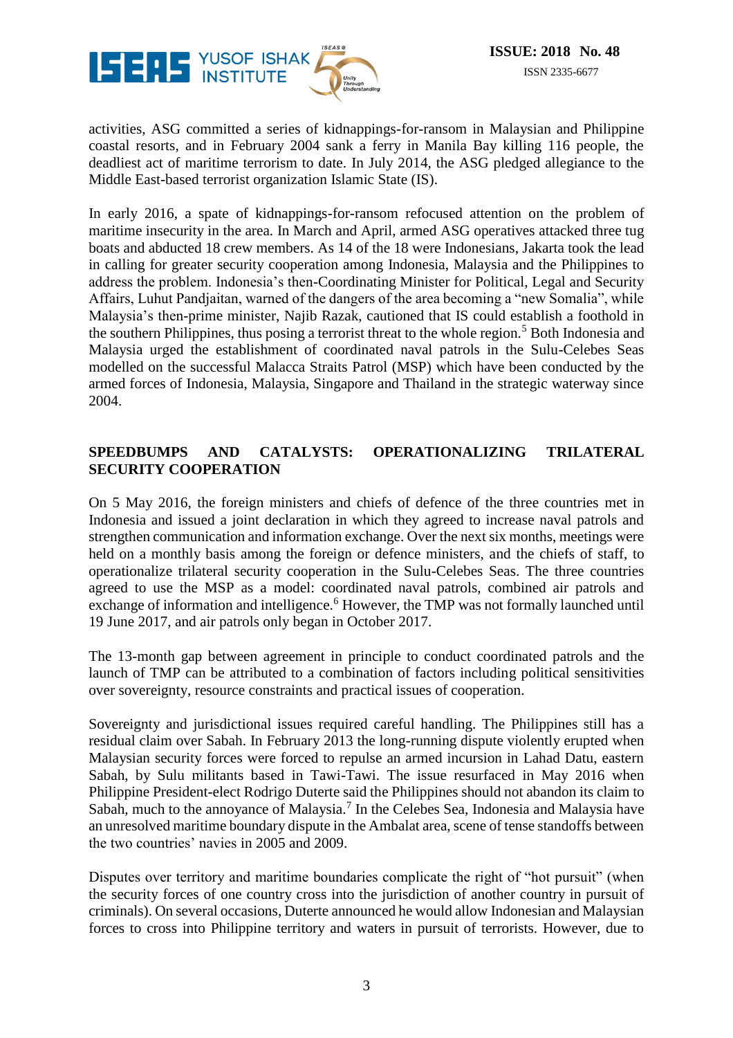activities, ASG committed a series of kidnappings-for-ransom in Malaysian and Philippine coastal resorts, and in February 2004 sank a ferry in Manila Bay killing 116 people, the deadliest act of maritime terrorism to date. In July 2014, the ASG pledged allegiance to the Middle East-based terrorist organization Islamic State (IS).

In early 2016, a spate of kidnappings-for-ransom refocused attention on the problem of maritime insecurity in the area. In March and April, armed ASG operatives attacked three tug boats and abducted 18 crew members. As 14 of the 18 were Indonesians, Jakarta took the lead in calling for greater security cooperation among Indonesia, Malaysia and the Philippines to address the problem. Indonesia's then-Coordinating Minister for Political, Legal and Security Affairs, Luhut Pandjaitan, warned of the dangers of the area becoming a "new Somalia", while Malaysia's then-prime minister, Najib Razak, cautioned that IS could establish a foothold in the southern Philippines, thus posing a terrorist threat to the whole region.[5] Both Indonesia and Malaysia urged the establishment of coordinated naval patrols in the Sulu-Celebes Seas modelled on the successful Malacca Straits Patrol (MSP) which have been conducted by the armed forces of Indonesia, Malaysia, Singapore and Thailand in the strategic waterway since 2004.

## SPEEDBUMPS AND CATALYSTS: OPERATIONALIZING TRILATERAL SECURITY COOPERATION

On 5 May 2016, the foreign ministers and chiefs of defence of the three countries met in Indonesia and issued a joint declaration in which they agreed to increase naval patrols and strengthen communication and information exchange. Over the next six months, meetings were held on a monthly basis among the foreign or defence ministers, and the chiefs of staff, to operationalize trilateral security cooperation in the Sulu-Celebes Seas. The three countries agreed to use the MSP as a model: coordinated naval patrols, combined air patrols and exchange of information and intelligence.[6] However, the TMP was not formally launched until 19 June 2017, and air patrols only began in October 2017.

The 13-month gap between agreement in principle to conduct coordinated patrols and the launch of TMP can be attributed to a combination of factors including political sensitivities over sovereignty, resource constraints and practical issues of cooperation.

Sovereignty and jurisdictional issues required careful handling. The Philippines still has a residual claim over Sabah. In February 2013 the long-running dispute violently erupted when Malaysian security forces were forced to repulse an armed incursion in Lahad Datu, eastern Sabah, by Sulu militants based in Tawi-Tawi. The issue resurfaced in May 2016 when Philippine President-elect Rodrigo Duterte said the Philippines should not abandon its claim to Sabah, much to the annoyance of Malaysia.[7] In the Celebes Sea, Indonesia and Malaysia have an unresolved maritime boundary dispute in the Ambalat area, scene of tense standoffs between the two countries' navies in 2005 and 2009.

Disputes over territory and maritime boundaries complicate the right of "hot pursuit" (when the security forces of one country cross into the jurisdiction of another country in pursuit of criminals). On several occasions, Duterte announced he would allow Indonesian and Malaysian forces to cross into Philippine territory and waters in pursuit of terrorists. However, due to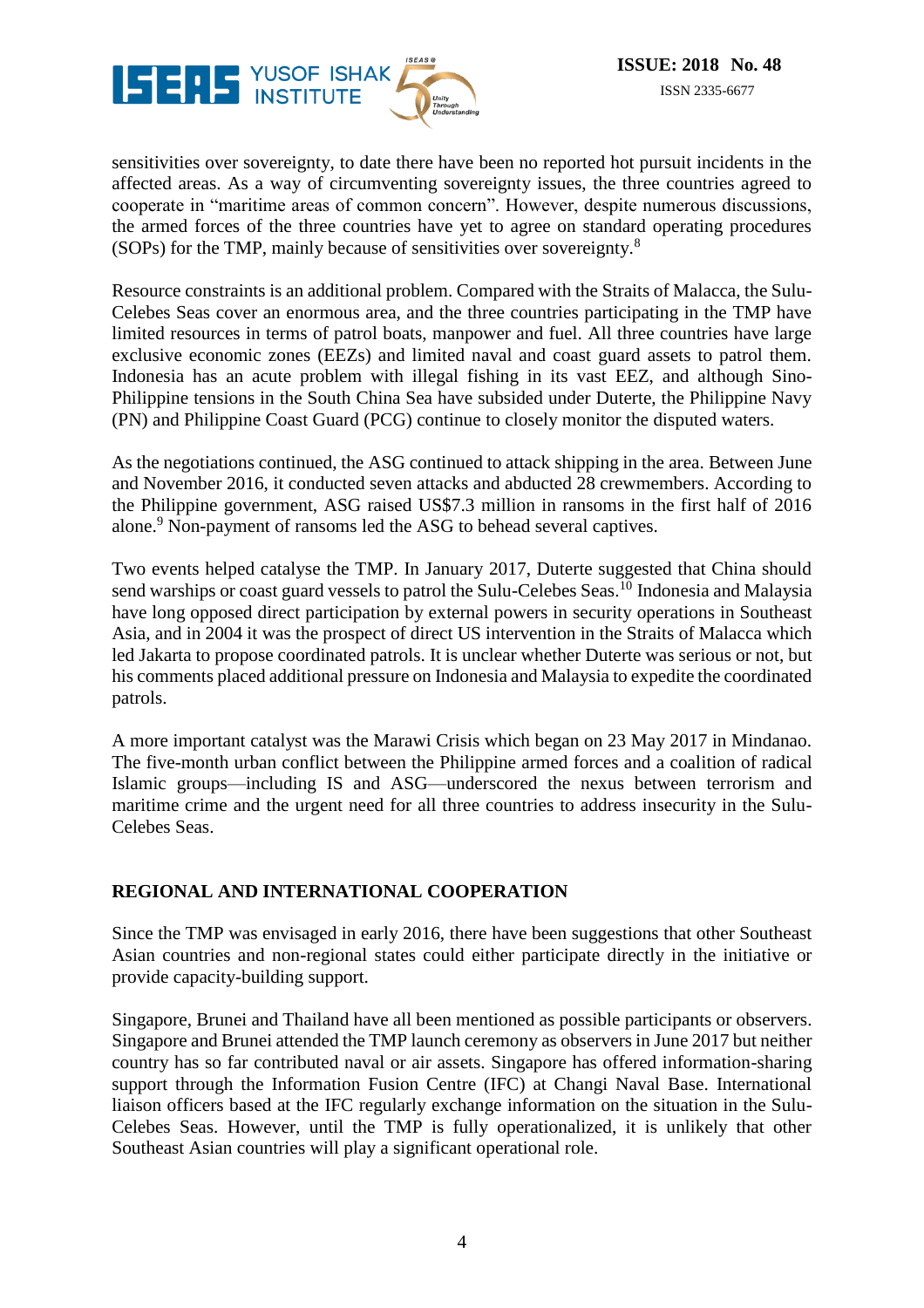sensitivities over sovereignty, to date there have been no reported hot pursuit incidents in the affected areas. As a way of circumventing sovereignty issues, the three countries agreed to cooperate in "maritime areas of common concern". However, despite numerous discussions, the armed forces of the three countries have yet to agree on standard operating procedures (SOPs) for the TMP, mainly because of sensitivities over sovereignty.[8]

Resource constraints is an additional problem. Compared with the Straits of Malacca, the Sulu-Celebes Seas cover an enormous area, and the three countries participating in the TMP have limited resources in terms of patrol boats, manpower and fuel. All three countries have large exclusive economic zones (EEZs) and limited naval and coast guard assets to patrol them. Indonesia has an acute problem with illegal fishing in its vast EEZ, and although Sino-Philippine tensions in the South China Sea have subsided under Duterte, the Philippine Navy (PN) and Philippine Coast Guard (PCG) continue to closely monitor the disputed waters.

As the negotiations continued, the ASG continued to attack shipping in the area. Between June and November 2016, it conducted seven attacks and abducted 28 crewmembers. According to the Philippine government, ASG raised US$7.3 million in ransoms in the first half of 2016 alone.[9] Non-payment of ransoms led the ASG to behead several captives.

Two events helped catalyse the TMP. In January 2017, Duterte suggested that China should send warships or coast guard vessels to patrol the Sulu-Celebes Seas.[10] Indonesia and Malaysia have long opposed direct participation by external powers in security operations in Southeast Asia, and in 2004 it was the prospect of direct US intervention in the Straits of Malacca which led Jakarta to propose coordinated patrols. It is unclear whether Duterte was serious or not, but his comments placed additional pressure on Indonesia and Malaysia to expedite the coordinated patrols.

A more important catalyst was the Marawi Crisis which began on 23 May 2017 in Mindanao. The five-month urban conflict between the Philippine armed forces and a coalition of radical Islamic groups—including IS and ASG—underscored the nexus between terrorism and maritime crime and the urgent need for all three countries to address insecurity in the Sulu-Celebes Seas.

## REGIONAL AND INTERNATIONAL COOPERATION

Since the TMP was envisaged in early 2016, there have been suggestions that other Southeast Asian countries and non-regional states could either participate directly in the initiative or provide capacity-building support.

Singapore, Brunei and Thailand have all been mentioned as possible participants or observers. Singapore and Brunei attended the TMP launch ceremony as observers in June 2017 but neither country has so far contributed naval or air assets. Singapore has offered information-sharing support through the Information Fusion Centre (IFC) at Changi Naval Base. International liaison officers based at the IFC regularly exchange information on the situation in the Sulu-Celebes Seas. However, until the TMP is fully operationalized, it is unlikely that other Southeast Asian countries will play a significant operational role.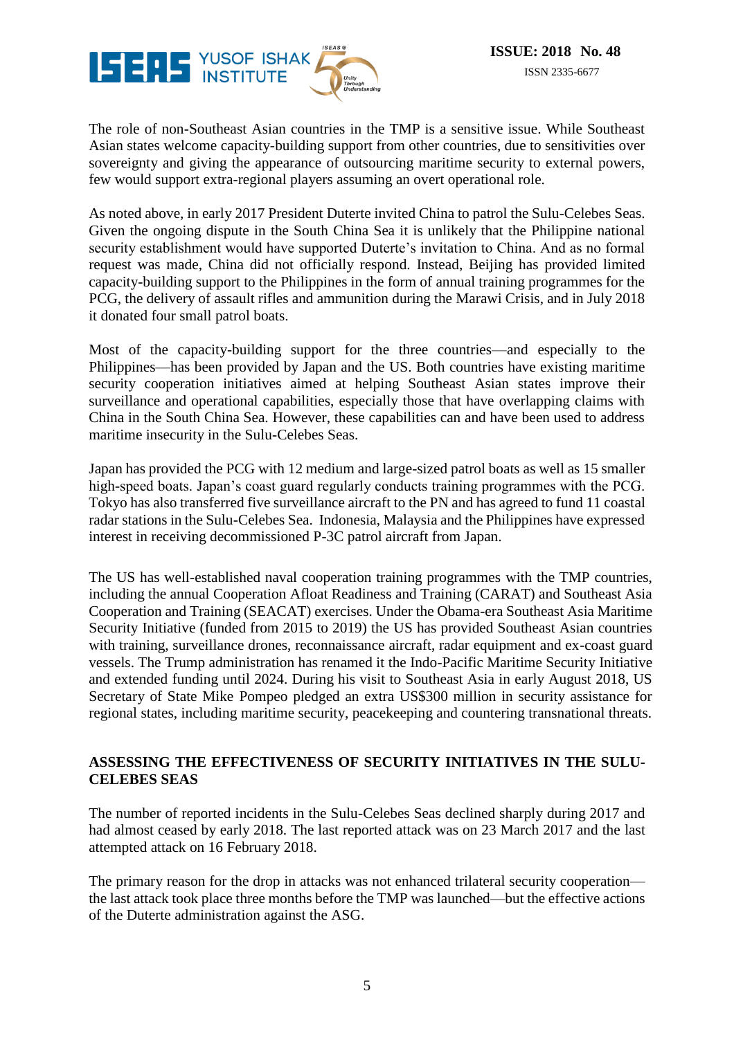The role of non-Southeast Asian countries in the TMP is a sensitive issue. While Southeast Asian states welcome capacity-building support from other countries, due to sensitivities over sovereignty and giving the appearance of outsourcing maritime security to external powers, few would support extra-regional players assuming an overt operational role.

As noted above, in early 2017 President Duterte invited China to patrol the Sulu-Celebes Seas. Given the ongoing dispute in the South China Sea it is unlikely that the Philippine national security establishment would have supported Duterte's invitation to China. And as no formal request was made, China did not officially respond. Instead, Beijing has provided limited capacity-building support to the Philippines in the form of annual training programmes for the PCG, the delivery of assault rifles and ammunition during the Marawi Crisis, and in July 2018 it donated four small patrol boats.

Most of the capacity-building support for the three countries—and especially to the Philippines—has been provided by Japan and the US. Both countries have existing maritime security cooperation initiatives aimed at helping Southeast Asian states improve their surveillance and operational capabilities, especially those that have overlapping claims with China in the South China Sea. However, these capabilities can and have been used to address maritime insecurity in the Sulu-Celebes Seas.

Japan has provided the PCG with 12 medium and large-sized patrol boats as well as 15 smaller high-speed boats. Japan's coast guard regularly conducts training programmes with the PCG. Tokyo has also transferred five surveillance aircraft to the PN and has agreed to fund 11 coastal radar stations in the Sulu-Celebes Sea. Indonesia, Malaysia and the Philippines have expressed interest in receiving decommissioned P-3C patrol aircraft from Japan.

The US has well-established naval cooperation training programmes with the TMP countries, including the annual Cooperation Afloat Readiness and Training (CARAT) and Southeast Asia Cooperation and Training (SEACAT) exercises. Under the Obama-era Southeast Asia Maritime Security Initiative (funded from 2015 to 2019) the US has provided Southeast Asian countries with training, surveillance drones, reconnaissance aircraft, radar equipment and ex-coast guard vessels. The Trump administration has renamed it the Indo-Pacific Maritime Security Initiative and extended funding until 2024. During his visit to Southeast Asia in early August 2018, US Secretary of State Mike Pompeo pledged an extra US$300 million in security assistance for regional states, including maritime security, peacekeeping and countering transnational threats.

## ASSESSING THE EFFECTIVENESS OF SECURITY INITIATIVES IN THE SULU-CELEBES SEAS

The number of reported incidents in the Sulu-Celebes Seas declined sharply during 2017 and had almost ceased by early 2018. The last reported attack was on 23 March 2017 and the last attempted attack on 16 February 2018.

The primary reason for the drop in attacks was not enhanced trilateral security cooperation—the last attack took place three months before the TMP was launched—but the effective actions of the Duterte administration against the ASG.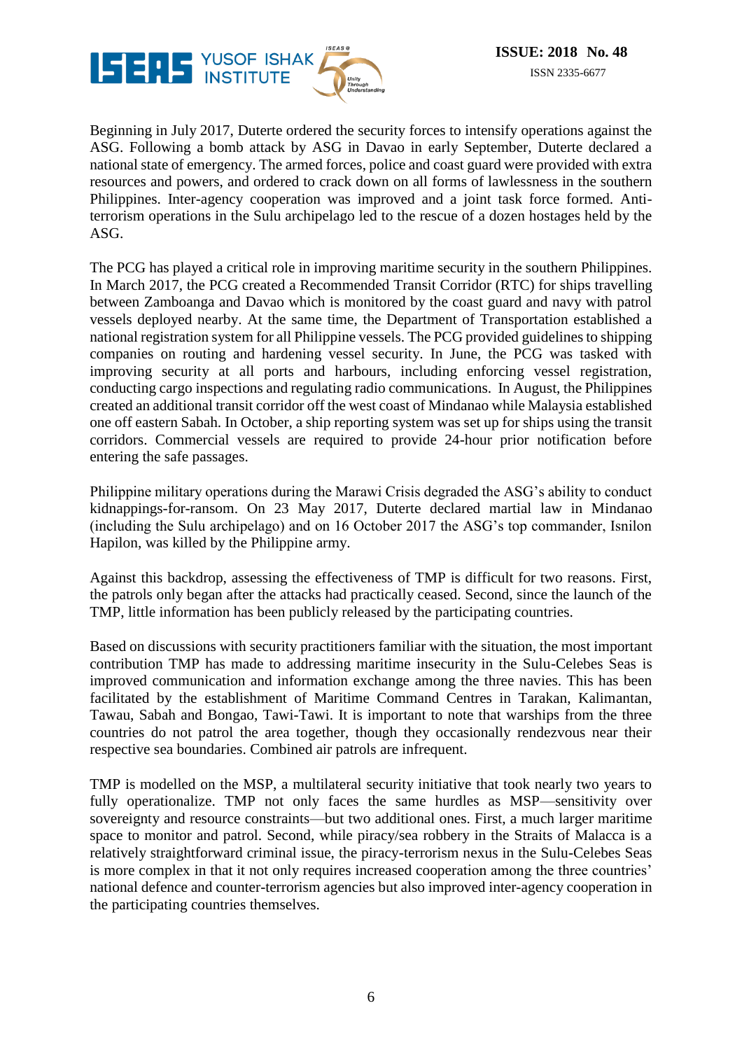Beginning in July 2017, Duterte ordered the security forces to intensify operations against the ASG. Following a bomb attack by ASG in Davao in early September, Duterte declared a national state of emergency. The armed forces, police and coast guard were provided with extra resources and powers, and ordered to crack down on all forms of lawlessness in the southern Philippines. Inter-agency cooperation was improved and a joint task force formed. Anti-terrorism operations in the Sulu archipelago led to the rescue of a dozen hostages held by the ASG.

The PCG has played a critical role in improving maritime security in the southern Philippines. In March 2017, the PCG created a Recommended Transit Corridor (RTC) for ships travelling between Zamboanga and Davao which is monitored by the coast guard and navy with patrol vessels deployed nearby. At the same time, the Department of Transportation established a national registration system for all Philippine vessels. The PCG provided guidelines to shipping companies on routing and hardening vessel security. In June, the PCG was tasked with improving security at all ports and harbours, including enforcing vessel registration, conducting cargo inspections and regulating radio communications. In August, the Philippines created an additional transit corridor off the west coast of Mindanao while Malaysia established one off eastern Sabah. In October, a ship reporting system was set up for ships using the transit corridors. Commercial vessels are required to provide 24-hour prior notification before entering the safe passages.

Philippine military operations during the Marawi Crisis degraded the ASG's ability to conduct kidnappings-for-ransom. On 23 May 2017, Duterte declared martial law in Mindanao (including the Sulu archipelago) and on 16 October 2017 the ASG's top commander, Isnilon Hapilon, was killed by the Philippine army.

Against this backdrop, assessing the effectiveness of TMP is difficult for two reasons. First, the patrols only began after the attacks had practically ceased. Second, since the launch of the TMP, little information has been publicly released by the participating countries.

Based on discussions with security practitioners familiar with the situation, the most important contribution TMP has made to addressing maritime insecurity in the Sulu-Celebes Seas is improved communication and information exchange among the three navies. This has been facilitated by the establishment of Maritime Command Centres in Tarakan, Kalimantan, Tawau, Sabah and Bongao, Tawi-Tawi. It is important to note that warships from the three countries do not patrol the area together, though they occasionally rendezvous near their respective sea boundaries. Combined air patrols are infrequent.

TMP is modelled on the MSP, a multilateral security initiative that took nearly two years to fully operationalize. TMP not only faces the same hurdles as MSP—sensitivity over sovereignty and resource constraints—but two additional ones. First, a much larger maritime space to monitor and patrol. Second, while piracy/sea robbery in the Straits of Malacca is a relatively straightforward criminal issue, the piracy-terrorism nexus in the Sulu-Celebes Seas is more complex in that it not only requires increased cooperation among the three countries' national defence and counter-terrorism agencies but also improved inter-agency cooperation in the participating countries themselves.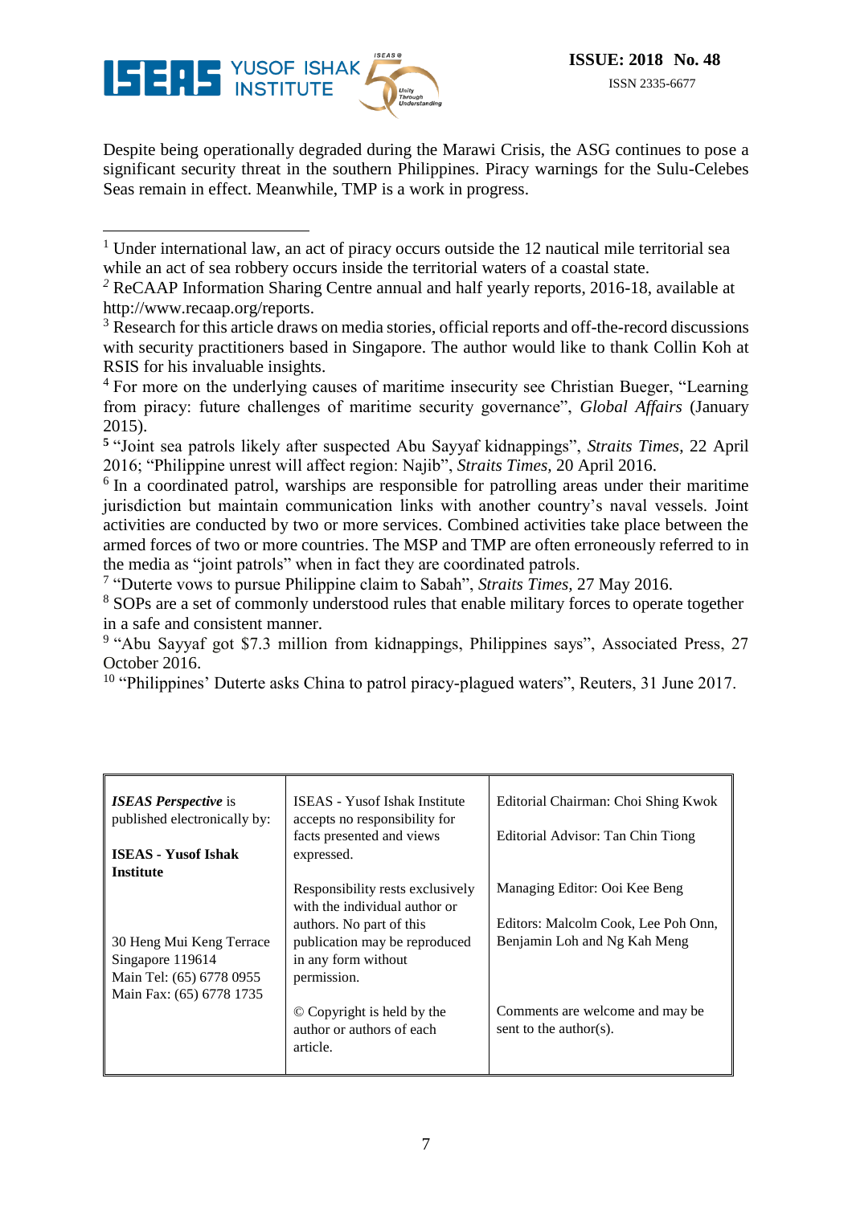Despite being operationally degraded during the Marawi Crisis, the ASG continues to pose a significant security threat in the southern Philippines. Piracy warnings for the Sulu-Celebes Seas remain in effect. Meanwhile, TMP is a work in progress.

---

[1] Under international law, an act of piracy occurs outside the 12 nautical mile territorial sea while an act of sea robbery occurs inside the territorial waters of a coastal state.

[2] ReCAAP Information Sharing Centre annual and half yearly reports, 2016-18, available at http://www.recaap.org/reports.

[3] Research for this article draws on media stories, official reports and off-the-record discussions with security practitioners based in Singapore. The author would like to thank Collin Koh at RSIS for his invaluable insights.

[4] For more on the underlying causes of maritime insecurity see Christian Bueger, "Learning from piracy: future challenges of maritime security governance", *Global Affairs* (January 2015).

[5] "Joint sea patrols likely after suspected Abu Sayyaf kidnappings", *Straits Times*, 22 April 2016; "Philippine unrest will affect region: Najib", *Straits Times*, 20 April 2016.

[6] In a coordinated patrol, warships are responsible for patrolling areas under their maritime jurisdiction but maintain communication links with another country's naval vessels. Joint activities are conducted by two or more services. Combined activities take place between the armed forces of two or more countries. The MSP and TMP are often erroneously referred to in the media as "joint patrols" when in fact they are coordinated patrols.

[7] "Duterte vows to pursue Philippine claim to Sabah", *Straits Times*, 27 May 2016.

[8] SOPs are a set of commonly understood rules that enable military forces to operate together in a safe and consistent manner.

[9] "Abu Sayyaf got $7.3 million from kidnappings, Philippines says", Associated Press, 27 October 2016.

[10] "Philippines' Duterte asks China to patrol piracy-plagued waters", Reuters, 31 June 2017.

| | | |
|---|---|---|
| ***ISEAS Perspective*** is published electronically by:<br><br>**ISEAS - Yusof Ishak Institute**<br><br>30 Heng Mui Keng Terrace<br>Singapore 119614<br>Main Tel: (65) 6778 0955<br>Main Fax: (65) 6778 1735 | ISEAS - Yusof Ishak Institute accepts no responsibility for facts presented and views expressed.<br><br>Responsibility rests exclusively with the individual author or authors. No part of this publication may be reproduced in any form without permission.<br><br>© Copyright is held by the author or authors of each article. | Editorial Chairman: Choi Shing Kwok<br><br>Editorial Advisor: Tan Chin Tiong<br><br>Managing Editor: Ooi Kee Beng<br><br>Editors: Malcolm Cook, Lee Poh Onn, Benjamin Loh and Ng Kah Meng<br><br>Comments are welcome and may be sent to the author(s). |